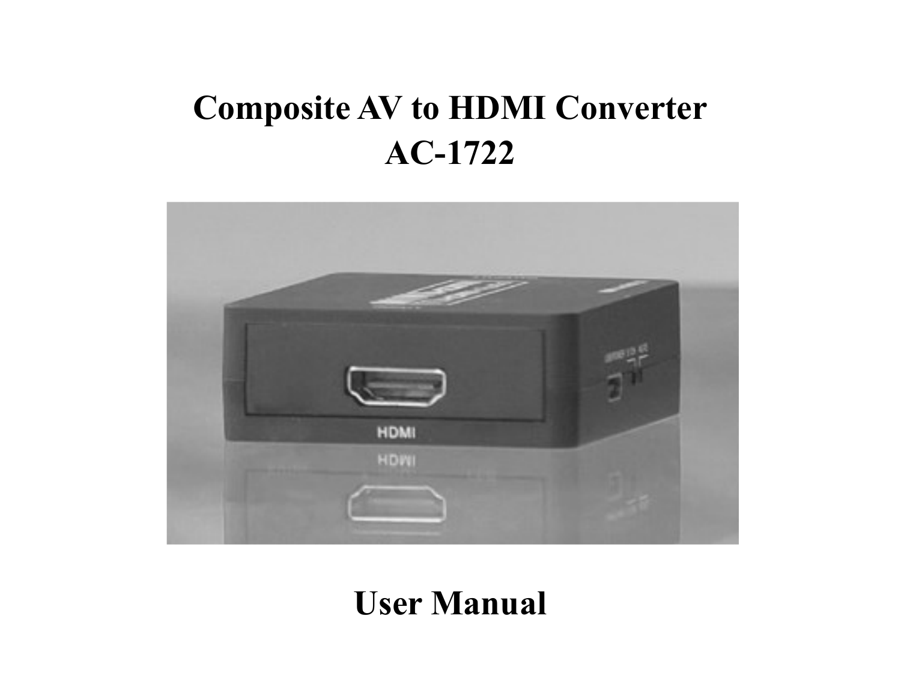# Composite AV to HDMI Converter
# AC-1722

## User Manual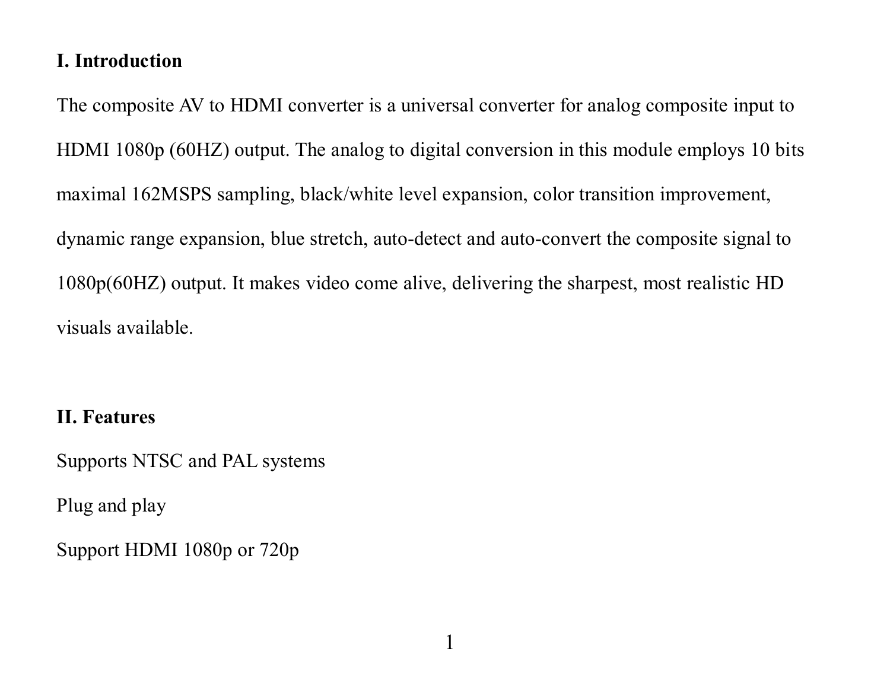## I. Introduction

The composite AV to HDMI converter is a universal converter for analog composite input to HDMI 1080p (60HZ) output. The analog to digital conversion in this module employs 10 bits maximal 162MSPS sampling, black/white level expansion, color transition improvement, dynamic range expansion, blue stretch, auto-detect and auto-convert the composite signal to 1080p(60HZ) output. It makes video come alive, delivering the sharpest, most realistic HD visuals available.

## II. Features

Supports NTSC and PAL systems

Plug and play

Support HDMI 1080p or 720p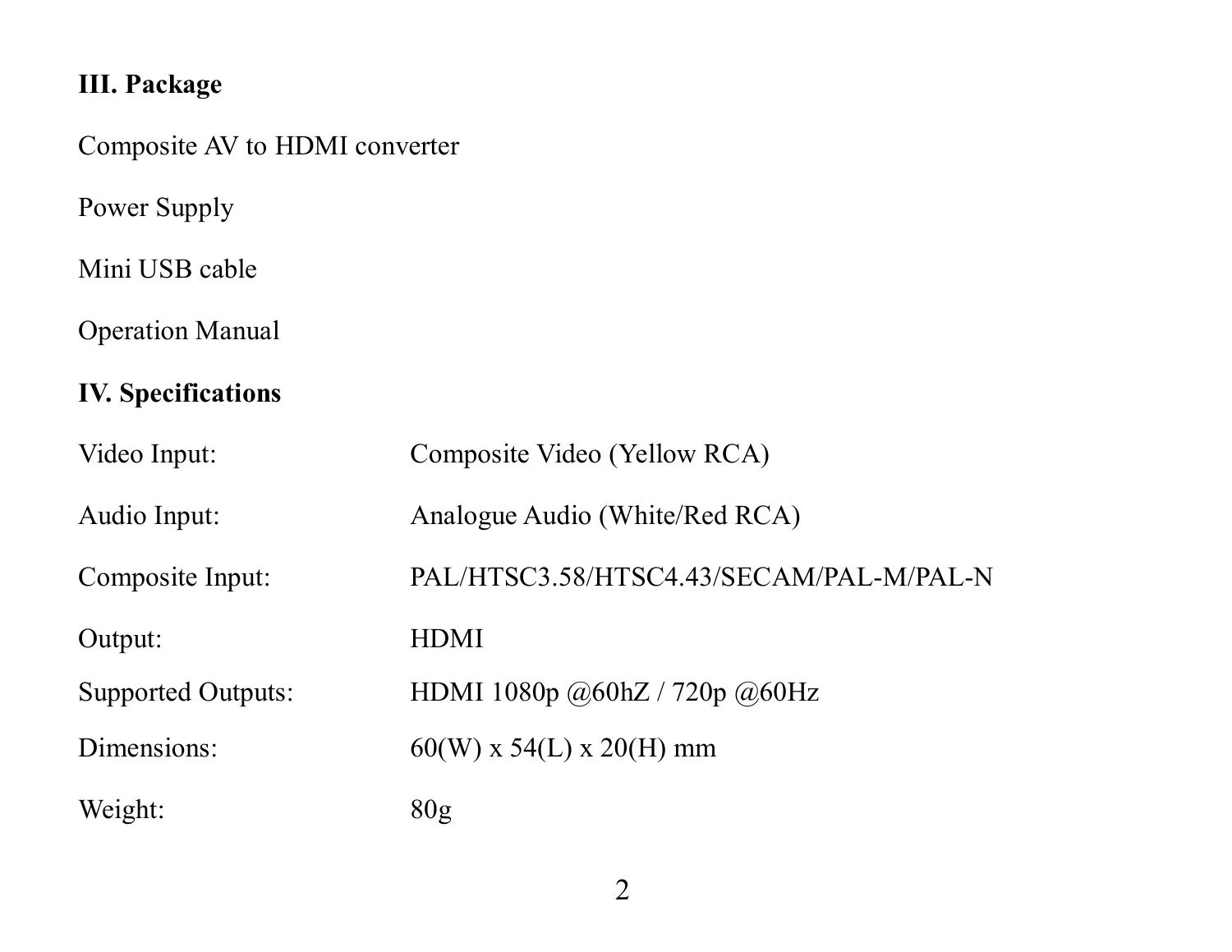## III. Package

Composite AV to HDMI converter

Power Supply

Mini USB cable

Operation Manual

## IV. Specifications

| | |
|---|---|
| Video Input: | Composite Video (Yellow RCA) |
| Audio Input: | Analogue Audio (White/Red RCA) |
| Composite Input: | PAL/HTSC3.58/HTSC4.43/SECAM/PAL-M/PAL-N |
| Output: | HDMI |
| Supported Outputs: | HDMI 1080p @60hZ / 720p @60Hz |
| Dimensions: | 60(W) x 54(L) x 20(H) mm |
| Weight: | 80g |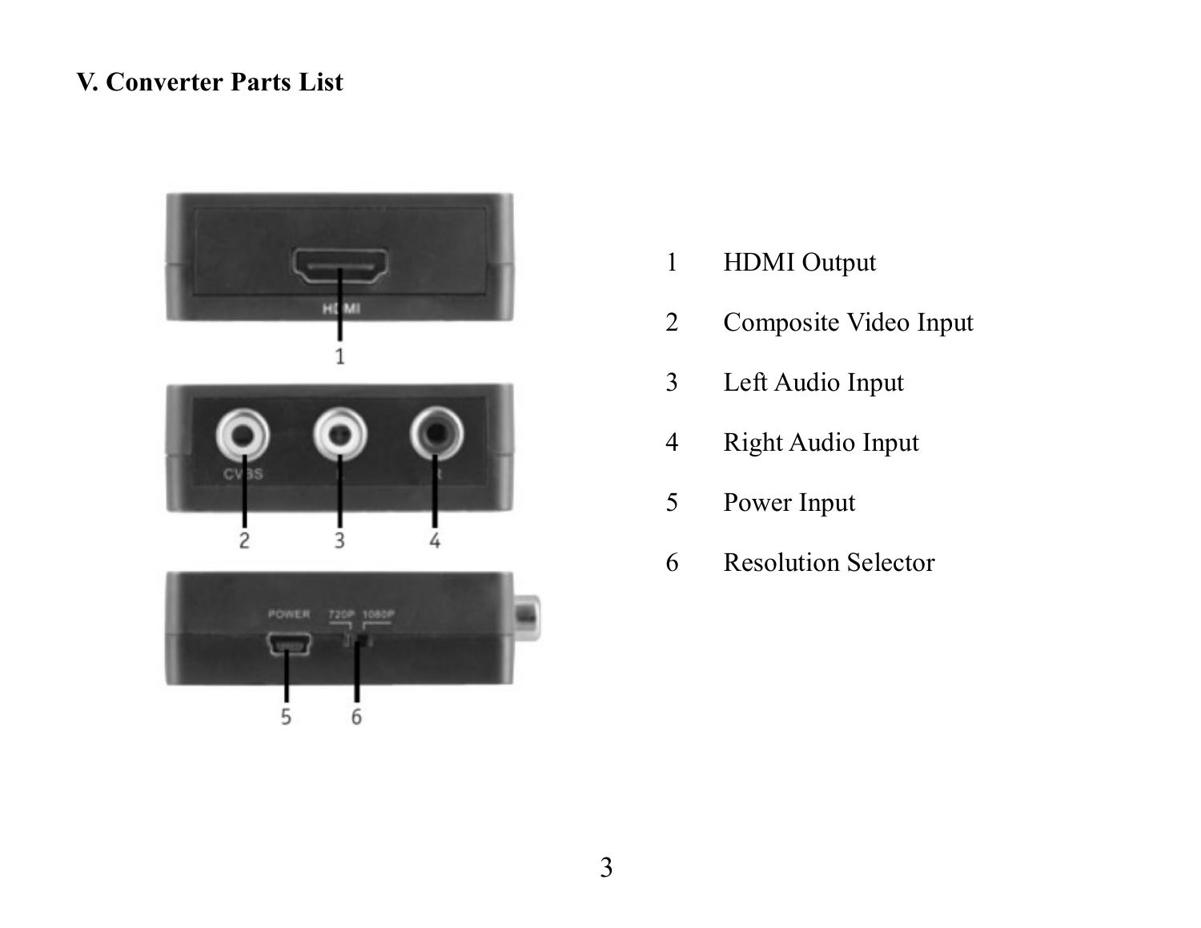## V. Converter Parts List

1. HDMI Output
2. Composite Video Input
3. Left Audio Input
4. Right Audio Input
5. Power Input
6. Resolution Selector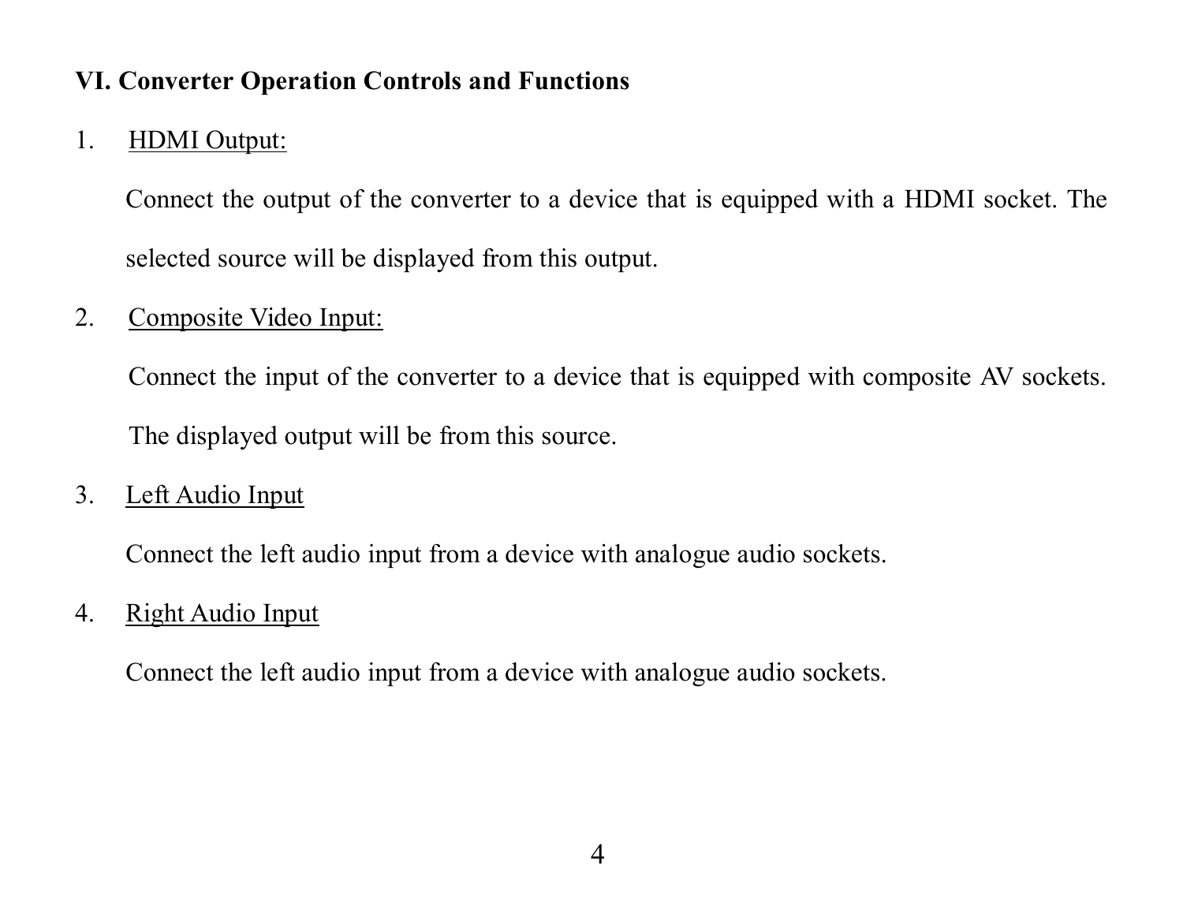## VI. Converter Operation Controls and Functions

1. HDMI Output:

   Connect the output of the converter to a device that is equipped with a HDMI socket. The selected source will be displayed from this output.

2. Composite Video Input:

   Connect the input of the converter to a device that is equipped with composite AV sockets. The displayed output will be from this source.

3. Left Audio Input

   Connect the left audio input from a device with analogue audio sockets.

4. Right Audio Input

   Connect the left audio input from a device with analogue audio sockets.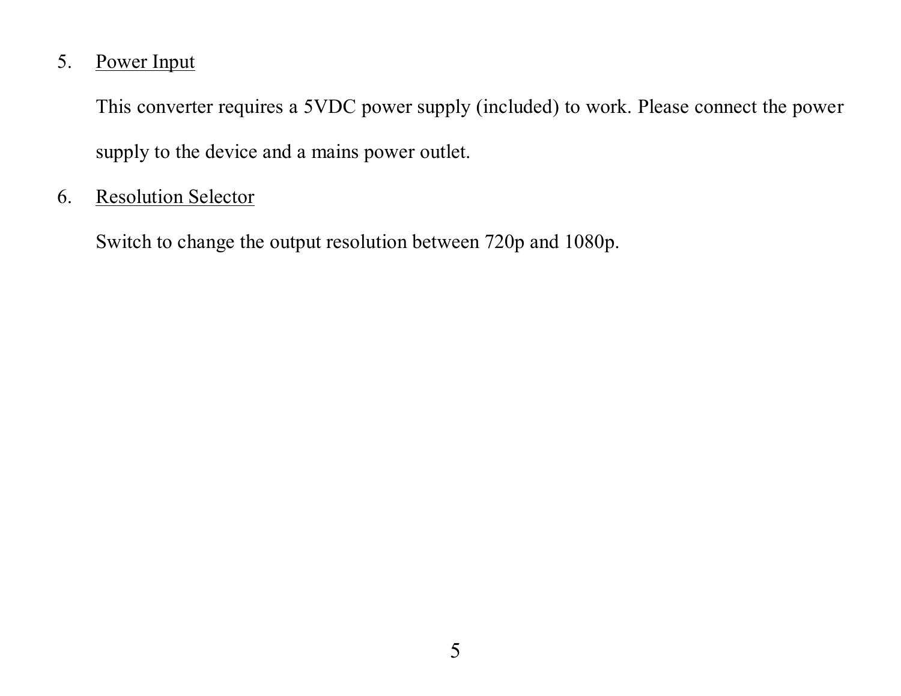5. <u>Power Input</u>

   This converter requires a 5VDC power supply (included) to work. Please connect the power supply to the device and a mains power outlet.

6. <u>Resolution Selector</u>

   Switch to change the output resolution between 720p and 1080p.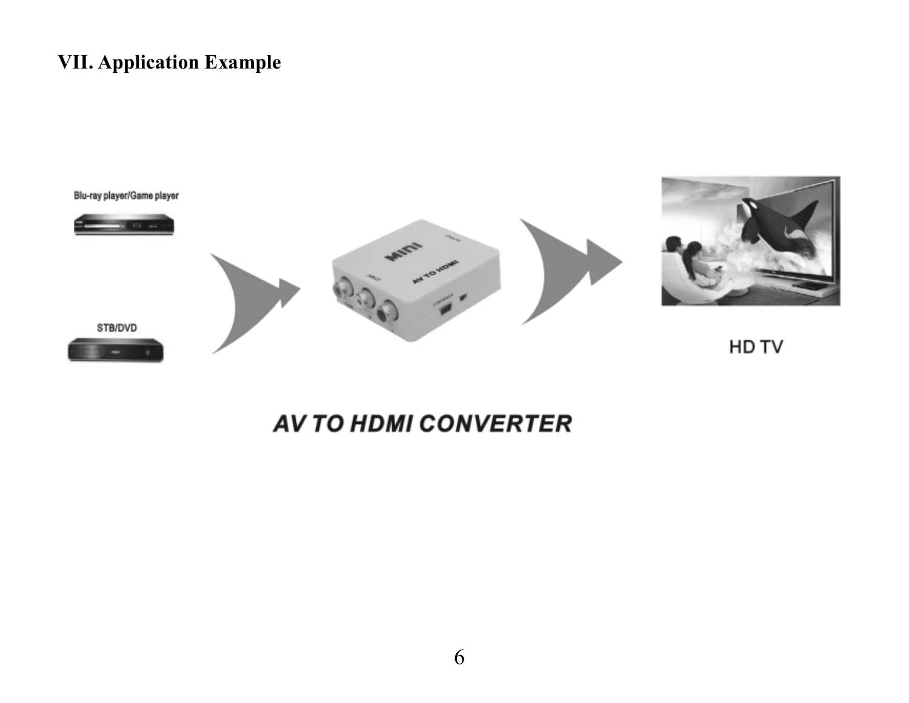## VII. Application Example

Blu-ray player/Game player

STB/DVD

HD TV

AV TO HDMI CONVERTER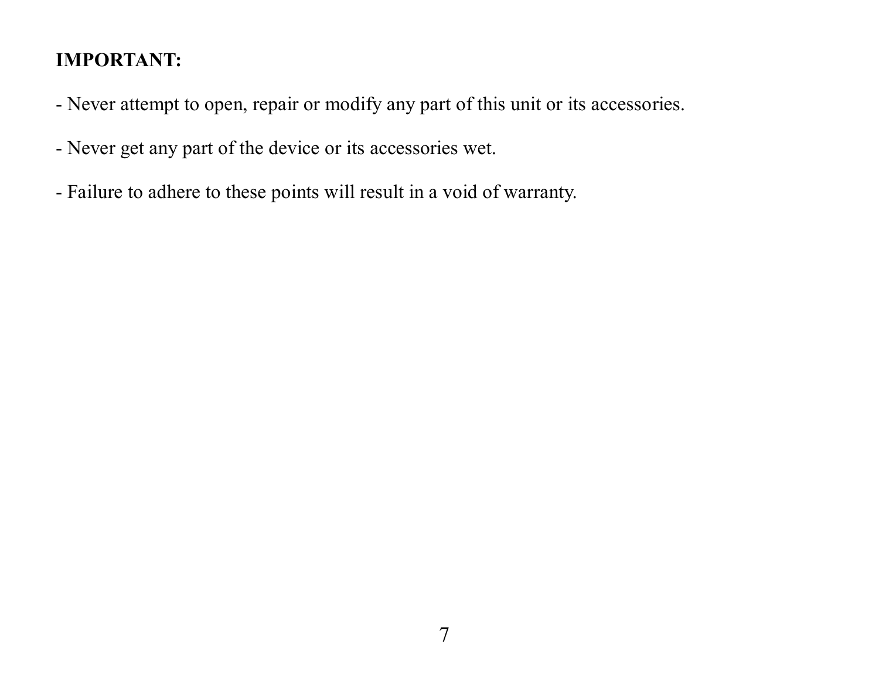**IMPORTANT:**

- Never attempt to open, repair or modify any part of this unit or its accessories.

- Never get any part of the device or its accessories wet.

- Failure to adhere to these points will result in a void of warranty.